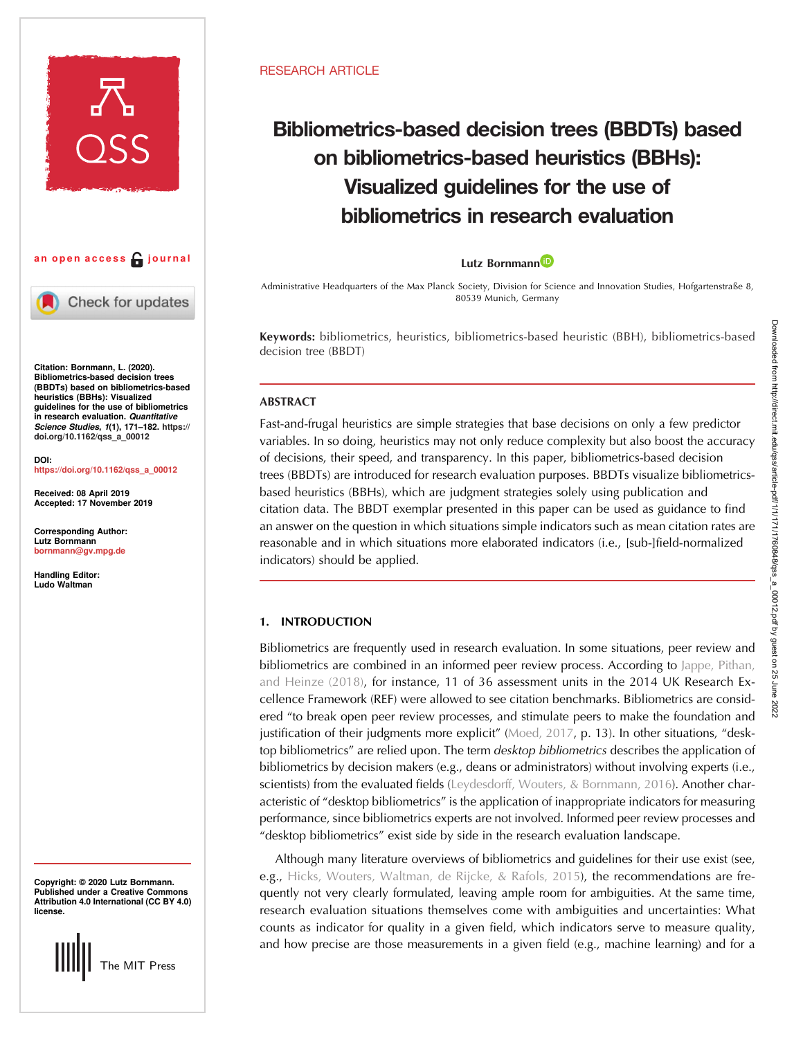RESEARCH ARTICLE

# Bibliometrics-based decision trees (BBDTs) based on bibliometrics-based heuristics (BBHs): Visualized guidelines for the use of bibliometrics in research evaluation

**Lutz Bornmann**

Administrative Headquarters of the Max Planck Society, Division for Science and Innovation Studies, Hofgartenstraße 8, 80539 Munich, Germany

an open access journal

**Citation:** Bornmann, L. (2020). Bibliometrics-based decision trees (BBDTs) based on bibliometrics-based heuristics (BBHs): Visualized guidelines for the use of bibliometrics in research evaluation. *Quantitative Science Studies, 1*(1), 171–182. https://doi.org/10.1162/qss_a_00012

**DOI:** https://doi.org/10.1162/qss_a_00012

**Received:** 08 April 2019
**Accepted:** 17 November 2019

**Corresponding Author:**
Lutz Bornmann
bornmann@gv.mpg.de

**Handling Editor:**
Ludo Waltman

**Copyright:** © 2020 Lutz Bornmann. Published under a Creative Commons Attribution 4.0 International (CC BY 4.0) license.

**Keywords:** bibliometrics, heuristics, bibliometrics-based heuristic (BBH), bibliometrics-based decision tree (BBDT)

## ABSTRACT

Fast-and-frugal heuristics are simple strategies that base decisions on only a few predictor variables. In so doing, heuristics may not only reduce complexity but also boost the accuracy of decisions, their speed, and transparency. In this paper, bibliometrics-based decision trees (BBDTs) are introduced for research evaluation purposes. BBDTs visualize bibliometrics-based heuristics (BBHs), which are judgment strategies solely using publication and citation data. The BBDT exemplar presented in this paper can be used as guidance to find an answer on the question in which situations simple indicators such as mean citation rates are reasonable and in which situations more elaborated indicators (i.e., [sub-]field-normalized indicators) should be applied.

## 1. INTRODUCTION

Bibliometrics are frequently used in research evaluation. In some situations, peer review and bibliometrics are combined in an informed peer review process. According to Jappe, Pithan, and Heinze (2018), for instance, 11 of 36 assessment units in the 2014 UK Research Excellence Framework (REF) were allowed to see citation benchmarks. Bibliometrics are considered "to break open peer review processes, and stimulate peers to make the foundation and justification of their judgments more explicit" (Moed, 2017, p. 13). In other situations, "desktop bibliometrics" are relied upon. The term *desktop bibliometrics* describes the application of bibliometrics by decision makers (e.g., deans or administrators) without involving experts (i.e., scientists) from the evaluated fields (Leydesdorff, Wouters, & Bornmann, 2016). Another characteristic of "desktop bibliometrics" is the application of inappropriate indicators for measuring performance, since bibliometrics experts are not involved. Informed peer review processes and "desktop bibliometrics" exist side by side in the research evaluation landscape.

Although many literature overviews of bibliometrics and guidelines for their use exist (see, e.g., Hicks, Wouters, Waltman, de Rijcke, & Rafols, 2015), the recommendations are frequently not very clearly formulated, leaving ample room for ambiguities. At the same time, research evaluation situations themselves come with ambiguities and uncertainties: What counts as indicator for quality in a given field, which indicators serve to measure quality, and how precise are those measurements in a given field (e.g., machine learning) and for a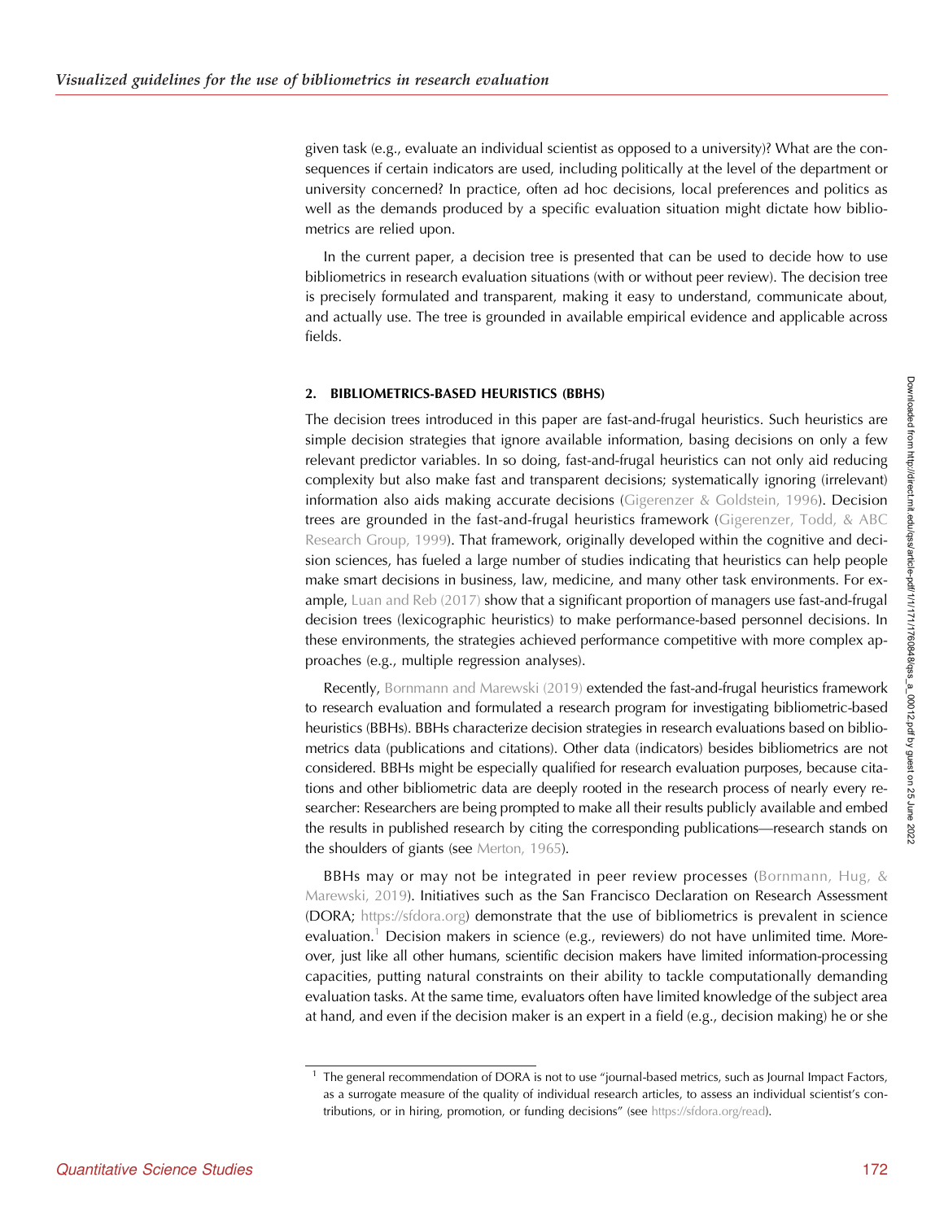given task (e.g., evaluate an individual scientist as opposed to a university)? What are the consequences if certain indicators are used, including politically at the level of the department or university concerned? In practice, often ad hoc decisions, local preferences and politics as well as the demands produced by a specific evaluation situation might dictate how bibliometrics are relied upon.

In the current paper, a decision tree is presented that can be used to decide how to use bibliometrics in research evaluation situations (with or without peer review). The decision tree is precisely formulated and transparent, making it easy to understand, communicate about, and actually use. The tree is grounded in available empirical evidence and applicable across fields.

## 2. BIBLIOMETRICS-BASED HEURISTICS (BBHS)

The decision trees introduced in this paper are fast-and-frugal heuristics. Such heuristics are simple decision strategies that ignore available information, basing decisions on only a few relevant predictor variables. In so doing, fast-and-frugal heuristics can not only aid reducing complexity but also make fast and transparent decisions; systematically ignoring (irrelevant) information also aids making accurate decisions (Gigerenzer & Goldstein, 1996). Decision trees are grounded in the fast-and-frugal heuristics framework (Gigerenzer, Todd, & ABC Research Group, 1999). That framework, originally developed within the cognitive and decision sciences, has fueled a large number of studies indicating that heuristics can help people make smart decisions in business, law, medicine, and many other task environments. For example, Luan and Reb (2017) show that a significant proportion of managers use fast-and-frugal decision trees (lexicographic heuristics) to make performance-based personnel decisions. In these environments, the strategies achieved performance competitive with more complex approaches (e.g., multiple regression analyses).

Recently, Bornmann and Marewski (2019) extended the fast-and-frugal heuristics framework to research evaluation and formulated a research program for investigating bibliometric-based heuristics (BBHs). BBHs characterize decision strategies in research evaluations based on bibliometrics data (publications and citations). Other data (indicators) besides bibliometrics are not considered. BBHs might be especially qualified for research evaluation purposes, because citations and other bibliometric data are deeply rooted in the research process of nearly every researcher: Researchers are being prompted to make all their results publicly available and embed the results in published research by citing the corresponding publications—research stands on the shoulders of giants (see Merton, 1965).

BBHs may or may not be integrated in peer review processes (Bornmann, Hug, & Marewski, 2019). Initiatives such as the San Francisco Declaration on Research Assessment (DORA; https://sfdora.org) demonstrate that the use of bibliometrics is prevalent in science evaluation.[1] Decision makers in science (e.g., reviewers) do not have unlimited time. Moreover, just like all other humans, scientific decision makers have limited information-processing capacities, putting natural constraints on their ability to tackle computationally demanding evaluation tasks. At the same time, evaluators often have limited knowledge of the subject area at hand, and even if the decision maker is an expert in a field (e.g., decision making) he or she

[1] The general recommendation of DORA is not to use "journal-based metrics, such as Journal Impact Factors, as a surrogate measure of the quality of individual research articles, to assess an individual scientist's contributions, or in hiring, promotion, or funding decisions" (see https://sfdora.org/read).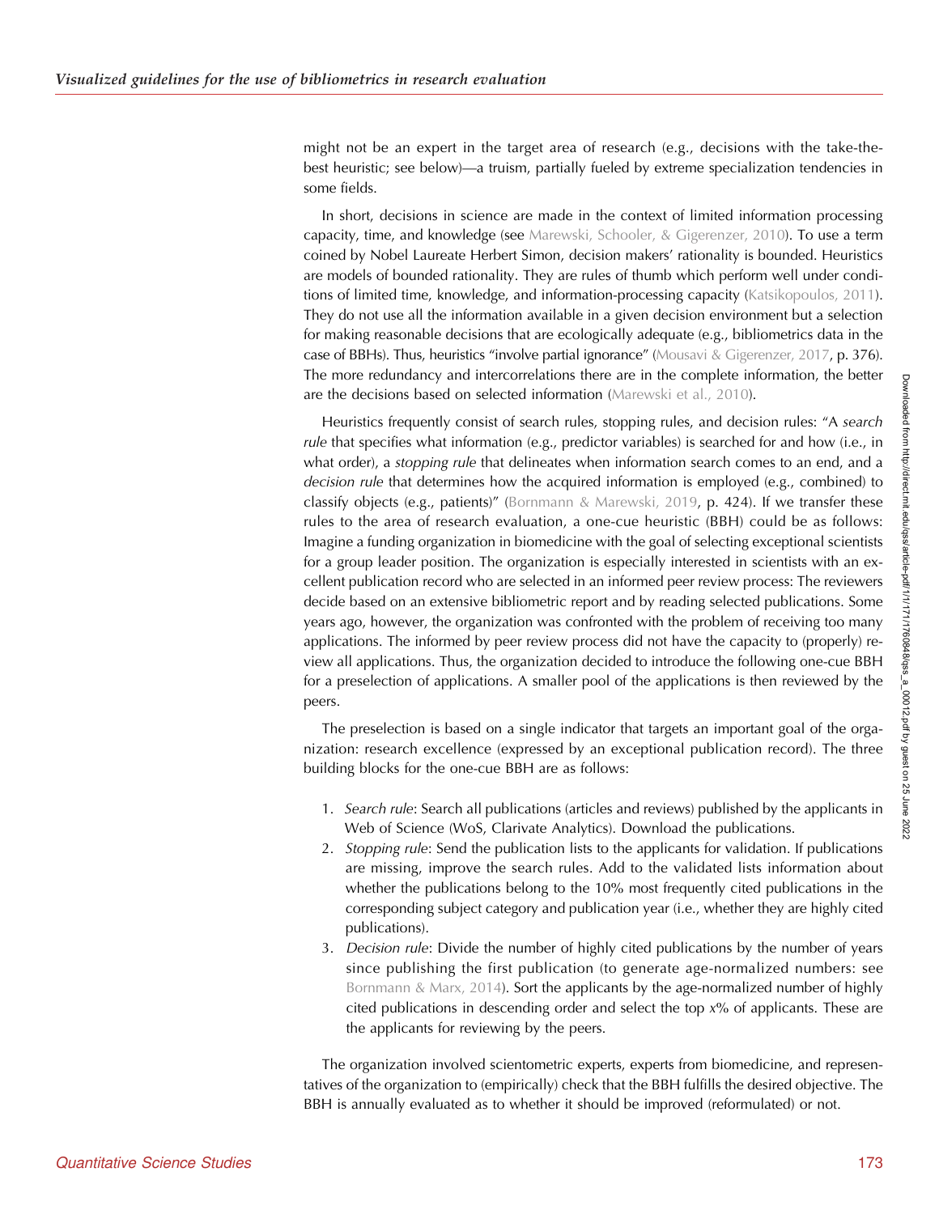might not be an expert in the target area of research (e.g., decisions with the take-the-best heuristic; see below)—a truism, partially fueled by extreme specialization tendencies in some fields.

In short, decisions in science are made in the context of limited information processing capacity, time, and knowledge (see Marewski, Schooler, & Gigerenzer, 2010). To use a term coined by Nobel Laureate Herbert Simon, decision makers' rationality is bounded. Heuristics are models of bounded rationality. They are rules of thumb which perform well under conditions of limited time, knowledge, and information-processing capacity (Katsikopoulos, 2011). They do not use all the information available in a given decision environment but a selection for making reasonable decisions that are ecologically adequate (e.g., bibliometrics data in the case of BBHs). Thus, heuristics "involve partial ignorance" (Mousavi & Gigerenzer, 2017, p. 376). The more redundancy and intercorrelations there are in the complete information, the better are the decisions based on selected information (Marewski et al., 2010).

Heuristics frequently consist of search rules, stopping rules, and decision rules: "A *search rule* that specifies what information (e.g., predictor variables) is searched for and how (i.e., in what order), a *stopping rule* that delineates when information search comes to an end, and a *decision rule* that determines how the acquired information is employed (e.g., combined) to classify objects (e.g., patients)" (Bornmann & Marewski, 2019, p. 424). If we transfer these rules to the area of research evaluation, a one-cue heuristic (BBH) could be as follows: Imagine a funding organization in biomedicine with the goal of selecting exceptional scientists for a group leader position. The organization is especially interested in scientists with an excellent publication record who are selected in an informed peer review process: The reviewers decide based on an extensive bibliometric report and by reading selected publications. Some years ago, however, the organization was confronted with the problem of receiving too many applications. The informed by peer review process did not have the capacity to (properly) review all applications. Thus, the organization decided to introduce the following one-cue BBH for a preselection of applications. A smaller pool of the applications is then reviewed by the peers.

The preselection is based on a single indicator that targets an important goal of the organization: research excellence (expressed by an exceptional publication record). The three building blocks for the one-cue BBH are as follows:

1. *Search rule*: Search all publications (articles and reviews) published by the applicants in Web of Science (WoS, Clarivate Analytics). Download the publications.
2. *Stopping rule*: Send the publication lists to the applicants for validation. If publications are missing, improve the search rules. Add to the validated lists information about whether the publications belong to the 10% most frequently cited publications in the corresponding subject category and publication year (i.e., whether they are highly cited publications).
3. *Decision rule*: Divide the number of highly cited publications by the number of years since publishing the first publication (to generate age-normalized numbers: see Bornmann & Marx, 2014). Sort the applicants by the age-normalized number of highly cited publications in descending order and select the top $x$% of applicants. These are the applicants for reviewing by the peers.

The organization involved scientometric experts, experts from biomedicine, and representatives of the organization to (empirically) check that the BBH fulfills the desired objective. The BBH is annually evaluated as to whether it should be improved (reformulated) or not.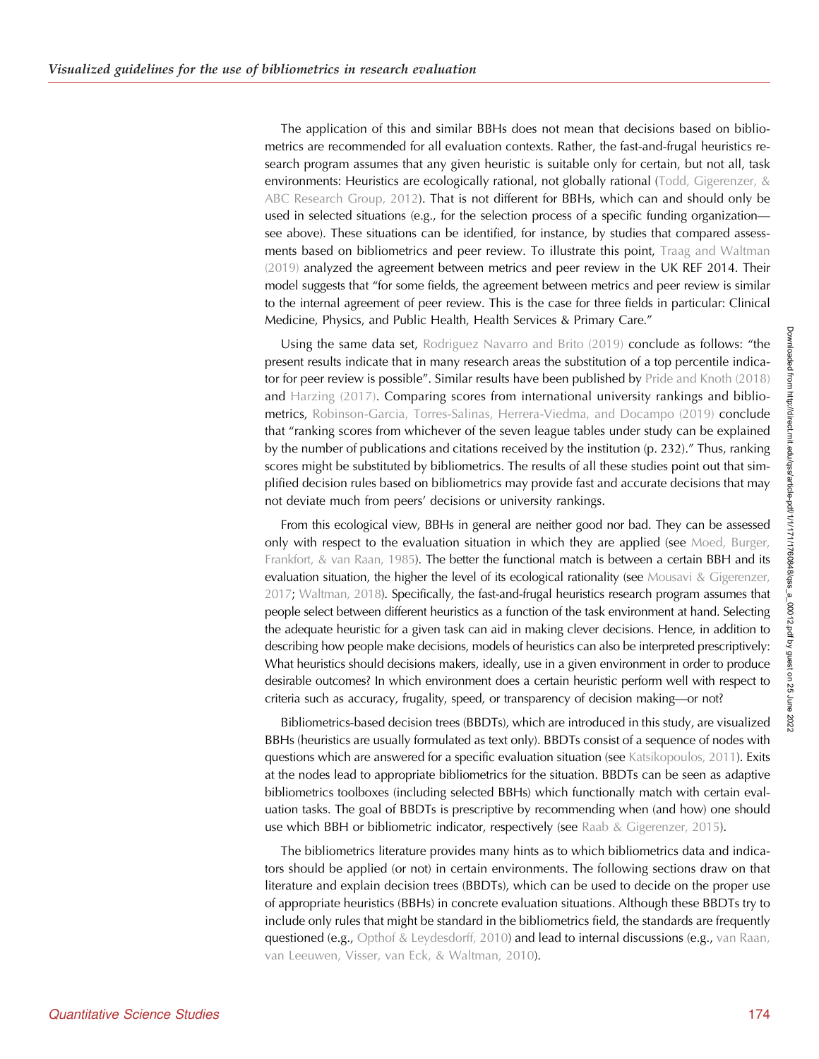The application of this and similar BBHs does not mean that decisions based on bibliometrics are recommended for all evaluation contexts. Rather, the fast-and-frugal heuristics research program assumes that any given heuristic is suitable only for certain, but not all, task environments: Heuristics are ecologically rational, not globally rational (Todd, Gigerenzer, & ABC Research Group, 2012). That is not different for BBHs, which can and should only be used in selected situations (e.g., for the selection process of a specific funding organization—see above). These situations can be identified, for instance, by studies that compared assessments based on bibliometrics and peer review. To illustrate this point, Traag and Waltman (2019) analyzed the agreement between metrics and peer review in the UK REF 2014. Their model suggests that "for some fields, the agreement between metrics and peer review is similar to the internal agreement of peer review. This is the case for three fields in particular: Clinical Medicine, Physics, and Public Health, Health Services & Primary Care."

Using the same data set, Rodriguez Navarro and Brito (2019) conclude as follows: "the present results indicate that in many research areas the substitution of a top percentile indicator for peer review is possible". Similar results have been published by Pride and Knoth (2018) and Harzing (2017). Comparing scores from international university rankings and bibliometrics, Robinson-Garcia, Torres-Salinas, Herrera-Viedma, and Docampo (2019) conclude that "ranking scores from whichever of the seven league tables under study can be explained by the number of publications and citations received by the institution (p. 232)." Thus, ranking scores might be substituted by bibliometrics. The results of all these studies point out that simplified decision rules based on bibliometrics may provide fast and accurate decisions that may not deviate much from peers' decisions or university rankings.

From this ecological view, BBHs in general are neither good nor bad. They can be assessed only with respect to the evaluation situation in which they are applied (see Moed, Burger, Frankfort, & van Raan, 1985). The better the functional match is between a certain BBH and its evaluation situation, the higher the level of its ecological rationality (see Mousavi & Gigerenzer, 2017; Waltman, 2018). Specifically, the fast-and-frugal heuristics research program assumes that people select between different heuristics as a function of the task environment at hand. Selecting the adequate heuristic for a given task can aid in making clever decisions. Hence, in addition to describing how people make decisions, models of heuristics can also be interpreted prescriptively: What heuristics should decisions makers, ideally, use in a given environment in order to produce desirable outcomes? In which environment does a certain heuristic perform well with respect to criteria such as accuracy, frugality, speed, or transparency of decision making—or not?

Bibliometrics-based decision trees (BBDTs), which are introduced in this study, are visualized BBHs (heuristics are usually formulated as text only). BBDTs consist of a sequence of nodes with questions which are answered for a specific evaluation situation (see Katsikopoulos, 2011). Exits at the nodes lead to appropriate bibliometrics for the situation. BBDTs can be seen as adaptive bibliometrics toolboxes (including selected BBHs) which functionally match with certain evaluation tasks. The goal of BBDTs is prescriptive by recommending when (and how) one should use which BBH or bibliometric indicator, respectively (see Raab & Gigerenzer, 2015).

The bibliometrics literature provides many hints as to which bibliometrics data and indicators should be applied (or not) in certain environments. The following sections draw on that literature and explain decision trees (BBDTs), which can be used to decide on the proper use of appropriate heuristics (BBHs) in concrete evaluation situations. Although these BBDTs try to include only rules that might be standard in the bibliometrics field, the standards are frequently questioned (e.g., Opthof & Leydesdorff, 2010) and lead to internal discussions (e.g., van Raan, van Leeuwen, Visser, van Eck, & Waltman, 2010).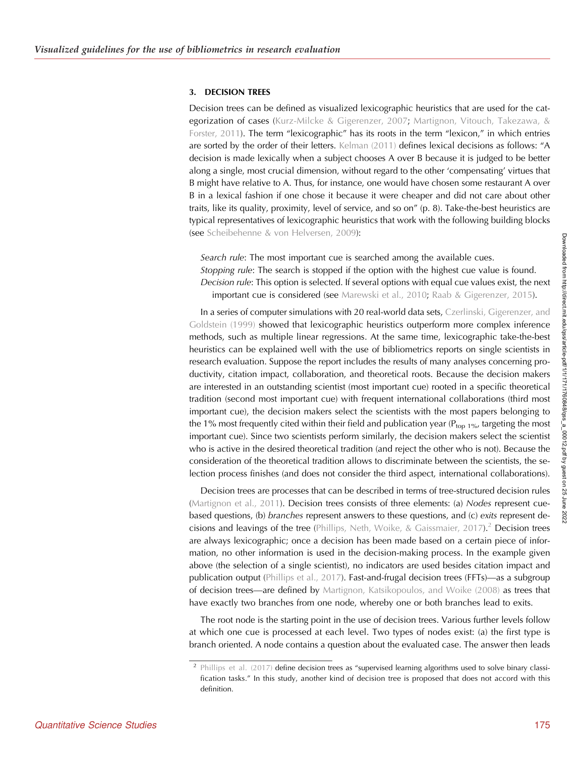## 3. DECISION TREES

Decision trees can be defined as visualized lexicographic heuristics that are used for the categorization of cases (Kurz-Milcke & Gigerenzer, 2007; Martignon, Vitouch, Takezawa, & Forster, 2011). The term "lexicographic" has its roots in the term "lexicon," in which entries are sorted by the order of their letters. Kelman (2011) defines lexical decisions as follows: "A decision is made lexically when a subject chooses A over B because it is judged to be better along a single, most crucial dimension, without regard to the other 'compensating' virtues that B might have relative to A. Thus, for instance, one would have chosen some restaurant A over B in a lexical fashion if one chose it because it were cheaper and did not care about other traits, like its quality, proximity, level of service, and so on" (p. 8). Take-the-best heuristics are typical representatives of lexicographic heuristics that work with the following building blocks (see Scheibehenne & von Helversen, 2009):

*Search rule*: The most important cue is searched among the available cues.
*Stopping rule*: The search is stopped if the option with the highest cue value is found.
*Decision rule*: This option is selected. If several options with equal cue values exist, the next important cue is considered (see Marewski et al., 2010; Raab & Gigerenzer, 2015).

In a series of computer simulations with 20 real-world data sets, Czerlinski, Gigerenzer, and Goldstein (1999) showed that lexicographic heuristics outperform more complex inference methods, such as multiple linear regressions. At the same time, lexicographic take-the-best heuristics can be explained well with the use of bibliometrics reports on single scientists in research evaluation. Suppose the report includes the results of many analyses concerning productivity, citation impact, collaboration, and theoretical roots. Because the decision makers are interested in an outstanding scientist (most important cue) rooted in a specific theoretical tradition (second most important cue) with frequent international collaborations (third most important cue), the decision makers select the scientists with the most papers belonging to the 1% most frequently cited within their field and publication year ($P_{top\ 1\%}$, targeting the most important cue). Since two scientists perform similarly, the decision makers select the scientist who is active in the desired theoretical tradition (and reject the other who is not). Because the consideration of the theoretical tradition allows to discriminate between the scientists, the selection process finishes (and does not consider the third aspect, international collaborations).

Decision trees are processes that can be described in terms of tree-structured decision rules (Martignon et al., 2011). Decision trees consists of three elements: (a) *Nodes* represent cue-based questions, (b) *branches* represent answers to these questions, and (c) *exits* represent decisions and leavings of the tree (Phillips, Neth, Woike, & Gaissmaier, 2017).[2] Decision trees are always lexicographic; once a decision has been made based on a certain piece of information, no other information is used in the decision-making process. In the example given above (the selection of a single scientist), no indicators are used besides citation impact and publication output (Phillips et al., 2017). Fast-and-frugal decision trees (FFTs)—as a subgroup of decision trees—are defined by Martignon, Katsikopoulos, and Woike (2008) as trees that have exactly two branches from one node, whereby one or both branches lead to exits.

The root node is the starting point in the use of decision trees. Various further levels follow at which one cue is processed at each level. Two types of nodes exist: (a) the first type is branch oriented. A node contains a question about the evaluated case. The answer then leads

[2] Phillips et al. (2017) define decision trees as "supervised learning algorithms used to solve binary classification tasks." In this study, another kind of decision tree is proposed that does not accord with this definition.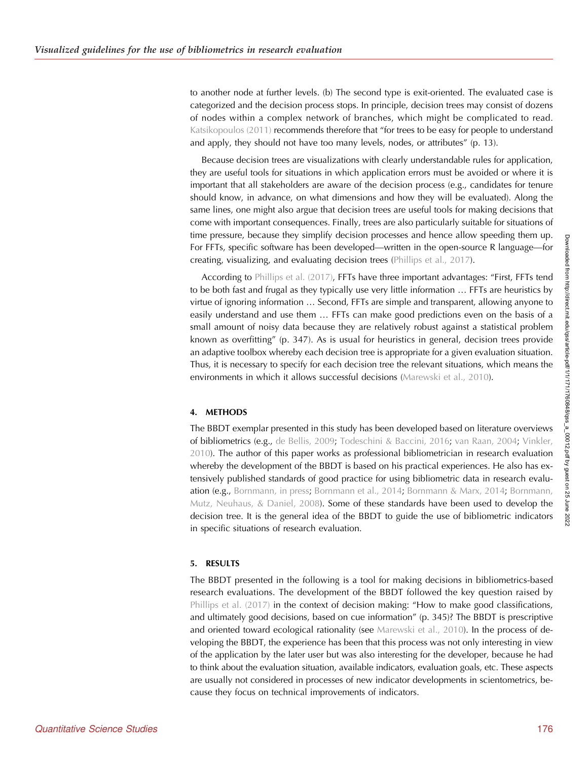to another node at further levels. (b) The second type is exit-oriented. The evaluated case is categorized and the decision process stops. In principle, decision trees may consist of dozens of nodes within a complex network of branches, which might be complicated to read. Katsikopoulos (2011) recommends therefore that "for trees to be easy for people to understand and apply, they should not have too many levels, nodes, or attributes" (p. 13).

Because decision trees are visualizations with clearly understandable rules for application, they are useful tools for situations in which application errors must be avoided or where it is important that all stakeholders are aware of the decision process (e.g., candidates for tenure should know, in advance, on what dimensions and how they will be evaluated). Along the same lines, one might also argue that decision trees are useful tools for making decisions that come with important consequences. Finally, trees are also particularly suitable for situations of time pressure, because they simplify decision processes and hence allow speeding them up. For FFTs, specific software has been developed—written in the open-source R language—for creating, visualizing, and evaluating decision trees (Phillips et al., 2017).

According to Phillips et al. (2017), FFTs have three important advantages: "First, FFTs tend to be both fast and frugal as they typically use very little information … FFTs are heuristics by virtue of ignoring information … Second, FFTs are simple and transparent, allowing anyone to easily understand and use them … FFTs can make good predictions even on the basis of a small amount of noisy data because they are relatively robust against a statistical problem known as overfitting" (p. 347). As is usual for heuristics in general, decision trees provide an adaptive toolbox whereby each decision tree is appropriate for a given evaluation situation. Thus, it is necessary to specify for each decision tree the relevant situations, which means the environments in which it allows successful decisions (Marewski et al., 2010).

## 4. METHODS

The BBDT exemplar presented in this study has been developed based on literature overviews of bibliometrics (e.g., de Bellis, 2009; Todeschini & Baccini, 2016; van Raan, 2004; Vinkler, 2010). The author of this paper works as professional bibliometrician in research evaluation whereby the development of the BBDT is based on his practical experiences. He also has extensively published standards of good practice for using bibliometric data in research evaluation (e.g., Bornmann, in press; Bornmann et al., 2014; Bornmann & Marx, 2014; Bornmann, Mutz, Neuhaus, & Daniel, 2008). Some of these standards have been used to develop the decision tree. It is the general idea of the BBDT to guide the use of bibliometric indicators in specific situations of research evaluation.

## 5. RESULTS

The BBDT presented in the following is a tool for making decisions in bibliometrics-based research evaluations. The development of the BBDT followed the key question raised by Phillips et al. (2017) in the context of decision making: "How to make good classifications, and ultimately good decisions, based on cue information" (p. 345)? The BBDT is prescriptive and oriented toward ecological rationality (see Marewski et al., 2010). In the process of developing the BBDT, the experience has been that this process was not only interesting in view of the application by the later user but was also interesting for the developer, because he had to think about the evaluation situation, available indicators, evaluation goals, etc. These aspects are usually not considered in processes of new indicator developments in scientometrics, because they focus on technical improvements of indicators.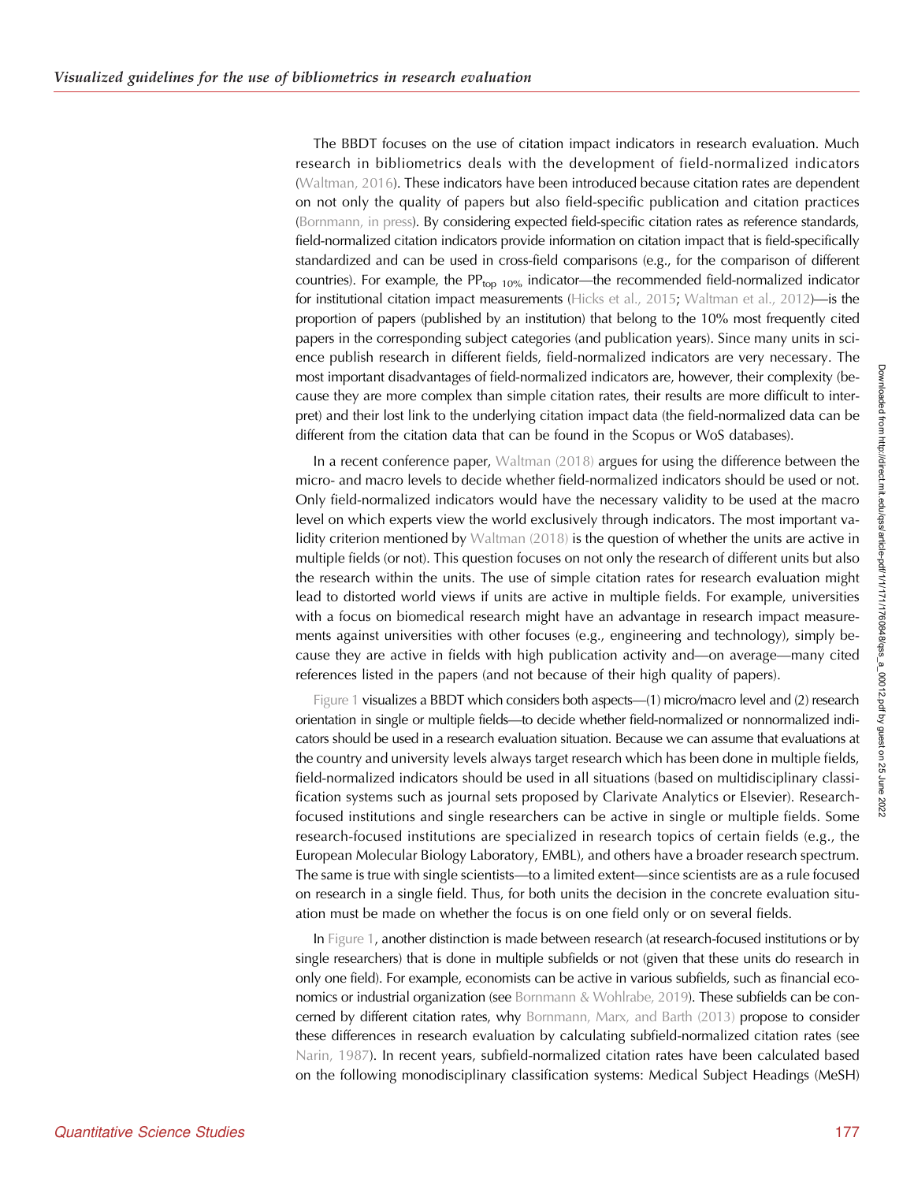The BBDT focuses on the use of citation impact indicators in research evaluation. Much research in bibliometrics deals with the development of field-normalized indicators (Waltman, 2016). These indicators have been introduced because citation rates are dependent on not only the quality of papers but also field-specific publication and citation practices (Bornmann, in press). By considering expected field-specific citation rates as reference standards, field-normalized citation indicators provide information on citation impact that is field-specifically standardized and can be used in cross-field comparisons (e.g., for the comparison of different countries). For example, the $PP_{top\ 10\%}$ indicator—the recommended field-normalized indicator for institutional citation impact measurements (Hicks et al., 2015; Waltman et al., 2012)—is the proportion of papers (published by an institution) that belong to the 10% most frequently cited papers in the corresponding subject categories (and publication years). Since many units in science publish research in different fields, field-normalized indicators are very necessary. The most important disadvantages of field-normalized indicators are, however, their complexity (because they are more complex than simple citation rates, their results are more difficult to interpret) and their lost link to the underlying citation impact data (the field-normalized data can be different from the citation data that can be found in the Scopus or WoS databases).

In a recent conference paper, Waltman (2018) argues for using the difference between the micro- and macro levels to decide whether field-normalized indicators should be used or not. Only field-normalized indicators would have the necessary validity to be used at the macro level on which experts view the world exclusively through indicators. The most important validity criterion mentioned by Waltman (2018) is the question of whether the units are active in multiple fields (or not). This question focuses on not only the research of different units but also the research within the units. The use of simple citation rates for research evaluation might lead to distorted world views if units are active in multiple fields. For example, universities with a focus on biomedical research might have an advantage in research impact measurements against universities with other focuses (e.g., engineering and technology), simply because they are active in fields with high publication activity and—on average—many cited references listed in the papers (and not because of their high quality of papers).

Figure 1 visualizes a BBDT which considers both aspects—(1) micro/macro level and (2) research orientation in single or multiple fields—to decide whether field-normalized or nonnormalized indicators should be used in a research evaluation situation. Because we can assume that evaluations at the country and university levels always target research which has been done in multiple fields, field-normalized indicators should be used in all situations (based on multidisciplinary classification systems such as journal sets proposed by Clarivate Analytics or Elsevier). Research-focused institutions and single researchers can be active in single or multiple fields. Some research-focused institutions are specialized in research topics of certain fields (e.g., the European Molecular Biology Laboratory, EMBL), and others have a broader research spectrum. The same is true with single scientists—to a limited extent—since scientists are as a rule focused on research in a single field. Thus, for both units the decision in the concrete evaluation situation must be made on whether the focus is on one field only or on several fields.

In Figure 1, another distinction is made between research (at research-focused institutions or by single researchers) that is done in multiple subfields or not (given that these units do research in only one field). For example, economists can be active in various subfields, such as financial economics or industrial organization (see Bornmann & Wohlrabe, 2019). These subfields can be concerned by different citation rates, why Bornmann, Marx, and Barth (2013) propose to consider these differences in research evaluation by calculating subfield-normalized citation rates (see Narin, 1987). In recent years, subfield-normalized citation rates have been calculated based on the following monodisciplinary classification systems: Medical Subject Headings (MeSH)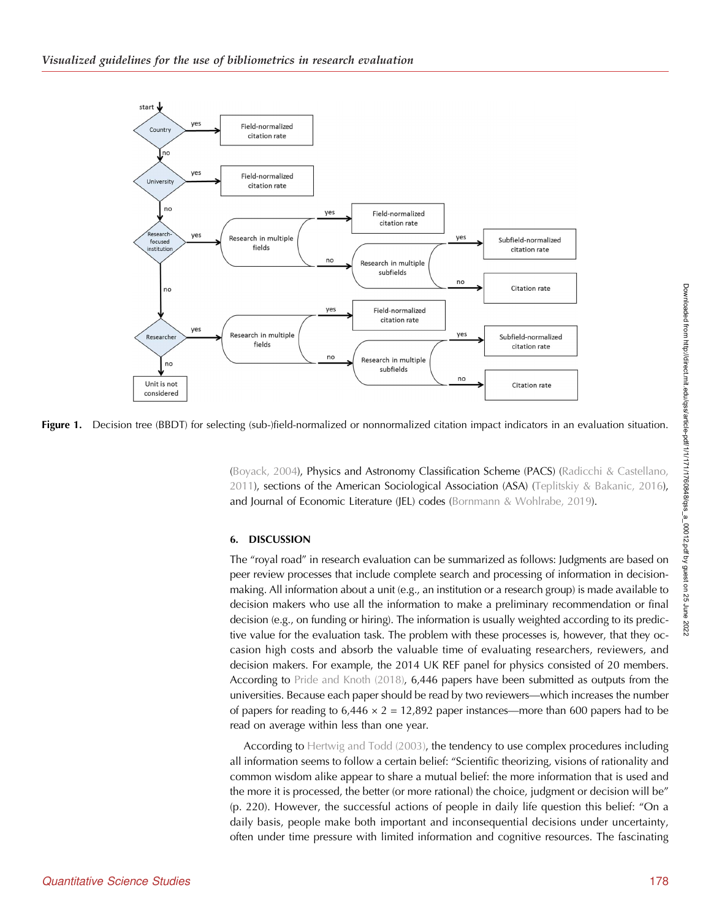**Figure 1.** Decision tree (BBDT) for selecting (sub-)field-normalized or nonnormalized citation impact indicators in an evaluation situation.

(Boyack, 2004), Physics and Astronomy Classification Scheme (PACS) (Radicchi & Castellano, 2011), sections of the American Sociological Association (ASA) (Teplitskiy & Bakanic, 2016), and Journal of Economic Literature (JEL) codes (Bornmann & Wohlrabe, 2019).

## 6. DISCUSSION

The "royal road" in research evaluation can be summarized as follows: Judgments are based on peer review processes that include complete search and processing of information in decision-making. All information about a unit (e.g., an institution or a research group) is made available to decision makers who use all the information to make a preliminary recommendation or final decision (e.g., on funding or hiring). The information is usually weighted according to its predictive value for the evaluation task. The problem with these processes is, however, that they occasion high costs and absorb the valuable time of evaluating researchers, reviewers, and decision makers. For example, the 2014 UK REF panel for physics consisted of 20 members. According to Pride and Knoth (2018), 6,446 papers have been submitted as outputs from the universities. Because each paper should be read by two reviewers—which increases the number of papers for reading to 6,446 × 2 = 12,892 paper instances—more than 600 papers had to be read on average within less than one year.

According to Hertwig and Todd (2003), the tendency to use complex procedures including all information seems to follow a certain belief: "Scientific theorizing, visions of rationality and common wisdom alike appear to share a mutual belief: the more information that is used and the more it is processed, the better (or more rational) the choice, judgment or decision will be" (p. 220). However, the successful actions of people in daily life question this belief: "On a daily basis, people make both important and inconsequential decisions under uncertainty, often under time pressure with limited information and cognitive resources. The fascinating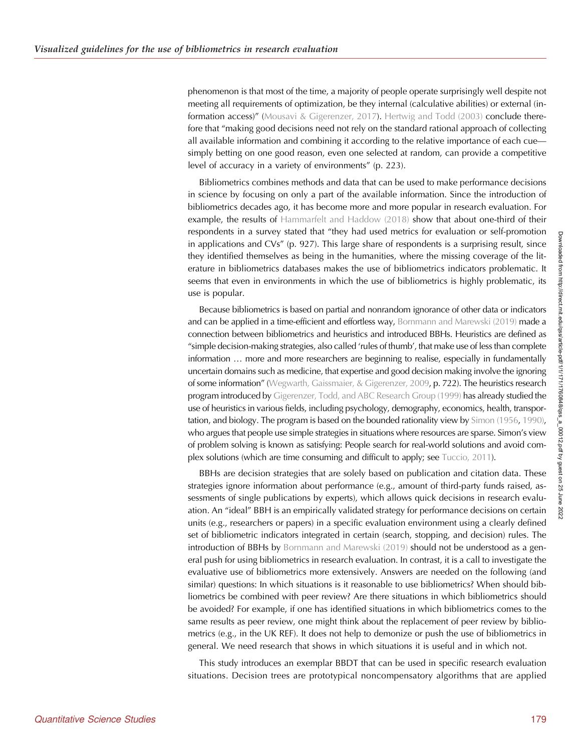phenomenon is that most of the time, a majority of people operate surprisingly well despite not meeting all requirements of optimization, be they internal (calculative abilities) or external (information access)" (Mousavi & Gigerenzer, 2017). Hertwig and Todd (2003) conclude therefore that "making good decisions need not rely on the standard rational approach of collecting all available information and combining it according to the relative importance of each cue—simply betting on one good reason, even one selected at random, can provide a competitive level of accuracy in a variety of environments" (p. 223).

Bibliometrics combines methods and data that can be used to make performance decisions in science by focusing on only a part of the available information. Since the introduction of bibliometrics decades ago, it has become more and more popular in research evaluation. For example, the results of Hammarfelt and Haddow (2018) show that about one-third of their respondents in a survey stated that "they had used metrics for evaluation or self-promotion in applications and CVs" (p. 927). This large share of respondents is a surprising result, since they identified themselves as being in the humanities, where the missing coverage of the literature in bibliometrics databases makes the use of bibliometrics indicators problematic. It seems that even in environments in which the use of bibliometrics is highly problematic, its use is popular.

Because bibliometrics is based on partial and nonrandom ignorance of other data or indicators and can be applied in a time-efficient and effortless way, Bornmann and Marewski (2019) made a connection between bibliometrics and heuristics and introduced BBHs. Heuristics are defined as "simple decision-making strategies, also called 'rules of thumb', that make use of less than complete information … more and more researchers are beginning to realise, especially in fundamentally uncertain domains such as medicine, that expertise and good decision making involve the ignoring of some information" (Wegwarth, Gaissmaier, & Gigerenzer, 2009, p. 722). The heuristics research program introduced by Gigerenzer, Todd, and ABC Research Group (1999) has already studied the use of heuristics in various fields, including psychology, demography, economics, health, transportation, and biology. The program is based on the bounded rationality view by Simon (1956, 1990), who argues that people use simple strategies in situations where resources are sparse. Simon's view of problem solving is known as satisfying: People search for real-world solutions and avoid complex solutions (which are time consuming and difficult to apply; see Tuccio, 2011).

BBHs are decision strategies that are solely based on publication and citation data. These strategies ignore information about performance (e.g., amount of third-party funds raised, assessments of single publications by experts), which allows quick decisions in research evaluation. An "ideal" BBH is an empirically validated strategy for performance decisions on certain units (e.g., researchers or papers) in a specific evaluation environment using a clearly defined set of bibliometric indicators integrated in certain (search, stopping, and decision) rules. The introduction of BBHs by Bornmann and Marewski (2019) should not be understood as a general push for using bibliometrics in research evaluation. In contrast, it is a call to investigate the evaluative use of bibliometrics more extensively. Answers are needed on the following (and similar) questions: In which situations is it reasonable to use bibliometrics? When should bibliometrics be combined with peer review? Are there situations in which bibliometrics should be avoided? For example, if one has identified situations in which bibliometrics comes to the same results as peer review, one might think about the replacement of peer review by bibliometrics (e.g., in the UK REF). It does not help to demonize or push the use of bibliometrics in general. We need research that shows in which situations it is useful and in which not.

This study introduces an exemplar BBDT that can be used in specific research evaluation situations. Decision trees are prototypical noncompensatory algorithms that are applied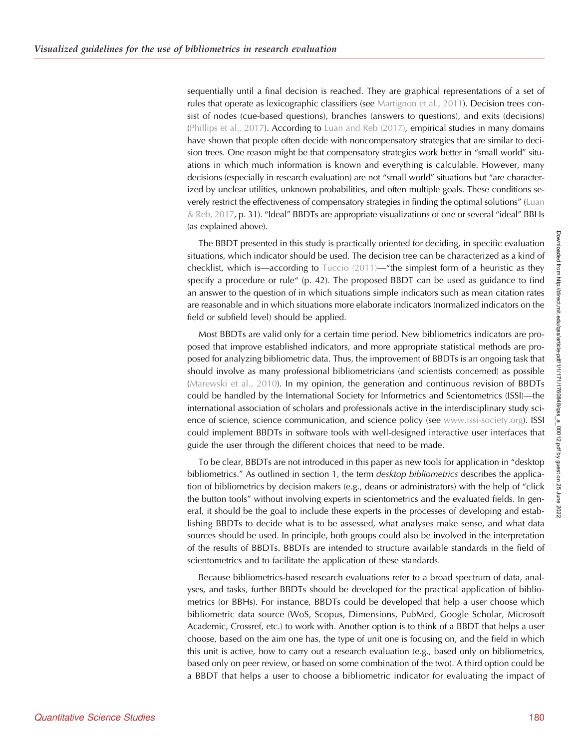sequentially until a final decision is reached. They are graphical representations of a set of rules that operate as lexicographic classifiers (see Martignon et al., 2011). Decision trees consist of nodes (cue-based questions), branches (answers to questions), and exits (decisions) (Phillips et al., 2017). According to Luan and Reb (2017), empirical studies in many domains have shown that people often decide with noncompensatory strategies that are similar to decision trees. One reason might be that compensatory strategies work better in "small world" situations in which much information is known and everything is calculable. However, many decisions (especially in research evaluation) are not "small world" situations but "are characterized by unclear utilities, unknown probabilities, and often multiple goals. These conditions severely restrict the effectiveness of compensatory strategies in finding the optimal solutions" (Luan & Reb, 2017, p. 31). "Ideal" BBDTs are appropriate visualizations of one or several "ideal" BBHs (as explained above).

The BBDT presented in this study is practically oriented for deciding, in specific evaluation situations, which indicator should be used. The decision tree can be characterized as a kind of checklist, which is—according to Tuccio (2011)—"the simplest form of a heuristic as they specify a procedure or rule" (p. 42). The proposed BBDT can be used as guidance to find an answer to the question of in which situations simple indicators such as mean citation rates are reasonable and in which situations more elaborate indicators (normalized indicators on the field or subfield level) should be applied.

Most BBDTs are valid only for a certain time period. New bibliometrics indicators are proposed that improve established indicators, and more appropriate statistical methods are proposed for analyzing bibliometric data. Thus, the improvement of BBDTs is an ongoing task that should involve as many professional bibliometricians (and scientists concerned) as possible (Marewski et al., 2010). In my opinion, the generation and continuous revision of BBDTs could be handled by the International Society for Informetrics and Scientometrics (ISSI)—the international association of scholars and professionals active in the interdisciplinary study science of science, science communication, and science policy (see www.issi-society.org). ISSI could implement BBDTs in software tools with well-designed interactive user interfaces that guide the user through the different choices that need to be made.

To be clear, BBDTs are not introduced in this paper as new tools for application in "desktop bibliometrics." As outlined in section 1, the term *desktop bibliometrics* describes the application of bibliometrics by decision makers (e.g., deans or administrators) with the help of "click the button tools" without involving experts in scientometrics and the evaluated fields. In general, it should be the goal to include these experts in the processes of developing and establishing BBDTs to decide what is to be assessed, what analyses make sense, and what data sources should be used. In principle, both groups could also be involved in the interpretation of the results of BBDTs. BBDTs are intended to structure available standards in the field of scientometrics and to facilitate the application of these standards.

Because bibliometrics-based research evaluations refer to a broad spectrum of data, analyses, and tasks, further BBDTs should be developed for the practical application of bibliometrics (or BBHs). For instance, BBDTs could be developed that help a user choose which bibliometric data source (WoS, Scopus, Dimensions, PubMed, Google Scholar, Microsoft Academic, Crossref, etc.) to work with. Another option is to think of a BBDT that helps a user choose, based on the aim one has, the type of unit one is focusing on, and the field in which this unit is active, how to carry out a research evaluation (e.g., based only on bibliometrics, based only on peer review, or based on some combination of the two). A third option could be a BBDT that helps a user to choose a bibliometric indicator for evaluating the impact of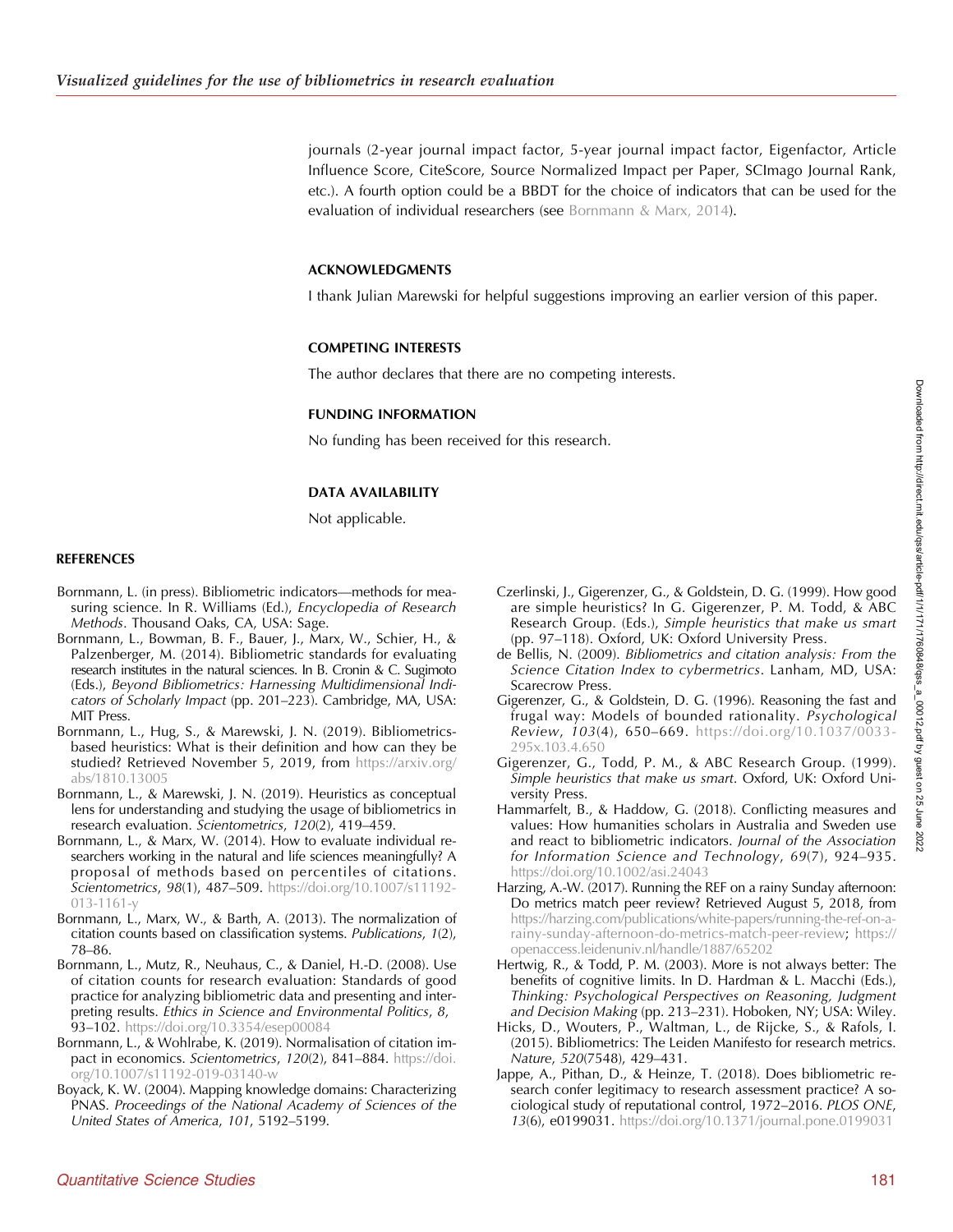journals (2-year journal impact factor, 5-year journal impact factor, Eigenfactor, Article Influence Score, CiteScore, Source Normalized Impact per Paper, SCImago Journal Rank, etc.). A fourth option could be a BBDT for the choice of indicators that can be used for the evaluation of individual researchers (see Bornmann & Marx, 2014).

## ACKNOWLEDGMENTS

I thank Julian Marewski for helpful suggestions improving an earlier version of this paper.

## COMPETING INTERESTS

The author declares that there are no competing interests.

## FUNDING INFORMATION

No funding has been received for this research.

## DATA AVAILABILITY

Not applicable.

## REFERENCES

Bornmann, L. (in press). Bibliometric indicators—methods for measuring science. In R. Williams (Ed.), *Encyclopedia of Research Methods*. Thousand Oaks, CA, USA: Sage.

Bornmann, L., Bowman, B. F., Bauer, J., Marx, W., Schier, H., & Palzenberger, M. (2014). Bibliometric standards for evaluating research institutes in the natural sciences. In B. Cronin & C. Sugimoto (Eds.), *Beyond Bibliometrics: Harnessing Multidimensional Indicators of Scholarly Impact* (pp. 201–223). Cambridge, MA, USA: MIT Press.

Bornmann, L., Hug, S., & Marewski, J. N. (2019). Bibliometrics-based heuristics: What is their definition and how can they be studied? Retrieved November 5, 2019, from https://arxiv.org/abs/1810.13005

Bornmann, L., & Marewski, J. N. (2019). Heuristics as conceptual lens for understanding and studying the usage of bibliometrics in research evaluation. *Scientometrics*, *120*(2), 419–459.

Bornmann, L., & Marx, W. (2014). How to evaluate individual researchers working in the natural and life sciences meaningfully? A proposal of methods based on percentiles of citations. *Scientometrics*, *98*(1), 487–509. https://doi.org/10.1007/s11192-013-1161-y

Bornmann, L., Marx, W., & Barth, A. (2013). The normalization of citation counts based on classification systems. *Publications*, *1*(2), 78–86.

Bornmann, L., Mutz, R., Neuhaus, C., & Daniel, H.-D. (2008). Use of citation counts for research evaluation: Standards of good practice for analyzing bibliometric data and presenting and interpreting results. *Ethics in Science and Environmental Politics*, *8*, 93–102. https://doi.org/10.3354/esep00084

Bornmann, L., & Wohlrabe, K. (2019). Normalisation of citation impact in economics. *Scientometrics*, *120*(2), 841–884. https://doi.org/10.1007/s11192-019-03140-w

Boyack, K. W. (2004). Mapping knowledge domains: Characterizing PNAS. *Proceedings of the National Academy of Sciences of the United States of America*, *101*, 5192–5199.

Czerlinski, J., Gigerenzer, G., & Goldstein, D. G. (1999). How good are simple heuristics? In G. Gigerenzer, P. M. Todd, & ABC Research Group. (Eds.), *Simple heuristics that make us smart* (pp. 97–118). Oxford, UK: Oxford University Press.

de Bellis, N. (2009). *Bibliometrics and citation analysis: From the Science Citation Index to cybermetrics*. Lanham, MD, USA: Scarecrow Press.

Gigerenzer, G., & Goldstein, D. G. (1996). Reasoning the fast and frugal way: Models of bounded rationality. *Psychological Review*, *103*(4), 650–669. https://doi.org/10.1037/0033-295x.103.4.650

Gigerenzer, G., Todd, P. M., & ABC Research Group. (1999). *Simple heuristics that make us smart*. Oxford, UK: Oxford University Press.

Hammarfelt, B., & Haddow, G. (2018). Conflicting measures and values: How humanities scholars in Australia and Sweden use and react to bibliometric indicators. *Journal of the Association for Information Science and Technology*, *69*(7), 924–935. https://doi.org/10.1002/asi.24043

Harzing, A.-W. (2017). Running the REF on a rainy Sunday afternoon: Do metrics match peer review? Retrieved August 5, 2018, from https://harzing.com/publications/white-papers/running-the-ref-on-a-rainy-sunday-afternoon-do-metrics-match-peer-review; https://openaccess.leidenuniv.nl/handle/1887/65202

Hertwig, R., & Todd, P. M. (2003). More is not always better: The benefits of cognitive limits. In D. Hardman & L. Macchi (Eds.), *Thinking: Psychological Perspectives on Reasoning, Judgment and Decision Making* (pp. 213–231). Hoboken, NY; USA: Wiley.

Hicks, D., Wouters, P., Waltman, L., de Rijcke, S., & Rafols, I. (2015). Bibliometrics: The Leiden Manifesto for research metrics. *Nature*, *520*(7548), 429–431.

Jappe, A., Pithan, D., & Heinze, T. (2018). Does bibliometric research confer legitimacy to research assessment practice? A sociological study of reputational control, 1972–2016. *PLOS ONE*, *13*(6), e0199031. https://doi.org/10.1371/journal.pone.0199031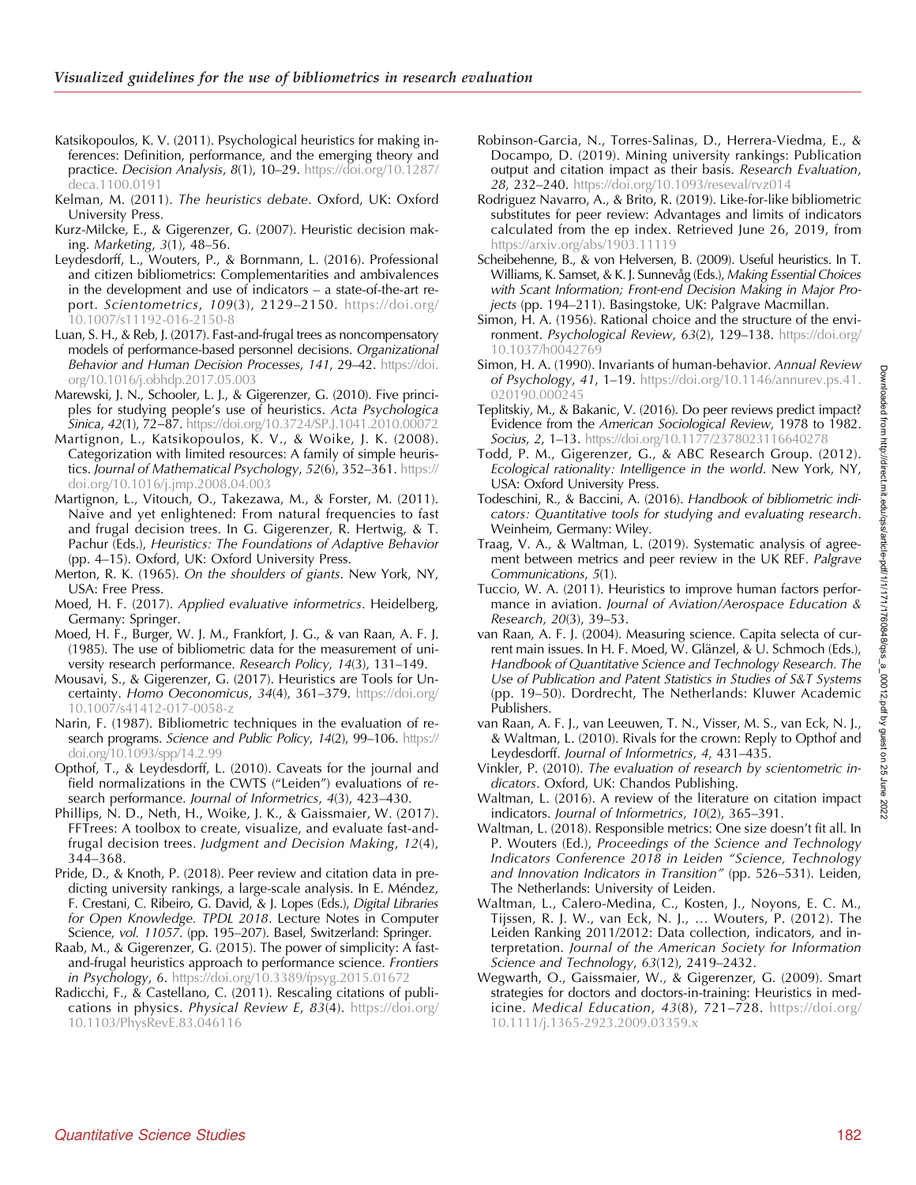Katsikopoulos, K. V. (2011). Psychological heuristics for making inferences: Definition, performance, and the emerging theory and practice. *Decision Analysis*, *8*(1), 10–29. https://doi.org/10.1287/deca.1100.0191

Kelman, M. (2011). *The heuristics debate*. Oxford, UK: Oxford University Press.

Kurz-Milcke, E., & Gigerenzer, G. (2007). Heuristic decision making. *Marketing*, *3*(1), 48–56.

Leydesdorff, L., Wouters, P., & Bornmann, L. (2016). Professional and citizen bibliometrics: Complementarities and ambivalences in the development and use of indicators – a state-of-the-art report. *Scientometrics*, *109*(3), 2129–2150. https://doi.org/10.1007/s11192-016-2150-8

Luan, S. H., & Reb, J. (2017). Fast-and-frugal trees as noncompensatory models of performance-based personnel decisions. *Organizational Behavior and Human Decision Processes*, *141*, 29–42. https://doi.org/10.1016/j.obhdp.2017.05.003

Marewski, J. N., Schooler, L. J., & Gigerenzer, G. (2010). Five principles for studying people's use of heuristics. *Acta Psychologica Sinica*, *42*(1), 72–87. https://doi.org/10.3724/SP.J.1041.2010.00072

Martignon, L., Katsikopoulos, K. V., & Woike, J. K. (2008). Categorization with limited resources: A family of simple heuristics. *Journal of Mathematical Psychology*, *52*(6), 352–361. https://doi.org/10.1016/j.jmp.2008.04.003

Martignon, L., Vitouch, O., Takezawa, M., & Forster, M. (2011). Naive and yet enlightened: From natural frequencies to fast and frugal decision trees. In G. Gigerenzer, R. Hertwig, & T. Pachur (Eds.), *Heuristics: The Foundations of Adaptive Behavior* (pp. 4–15). Oxford, UK: Oxford University Press.

Merton, R. K. (1965). *On the shoulders of giants*. New York, NY, USA: Free Press.

Moed, H. F. (2017). *Applied evaluative informetrics*. Heidelberg, Germany: Springer.

Moed, H. F., Burger, W. J. M., Frankfort, J. G., & van Raan, A. F. J. (1985). The use of bibliometric data for the measurement of university research performance. *Research Policy*, *14*(3), 131–149.

Mousavi, S., & Gigerenzer, G. (2017). Heuristics are Tools for Uncertainty. *Homo Oeconomicus*, *34*(4), 361–379. https://doi.org/10.1007/s41412-017-0058-z

Narin, F. (1987). Bibliometric techniques in the evaluation of research programs. *Science and Public Policy*, *14*(2), 99–106. https://doi.org/10.1093/spp/14.2.99

Opthof, T., & Leydesdorff, L. (2010). Caveats for the journal and field normalizations in the CWTS ("Leiden") evaluations of research performance. *Journal of Informetrics*, *4*(3), 423–430.

Phillips, N. D., Neth, H., Woike, J. K., & Gaissmaier, W. (2017). FFTrees: A toolbox to create, visualize, and evaluate fast-and-frugal decision trees. *Judgment and Decision Making*, *12*(4), 344–368.

Pride, D., & Knoth, P. (2018). Peer review and citation data in predicting university rankings, a large-scale analysis. In E. Méndez, F. Crestani, C. Ribeiro, G. David, & J. Lopes (Eds.), *Digital Libraries for Open Knowledge. TPDL 2018*. Lecture Notes in Computer Science, *vol. 11057*. (pp. 195–207). Basel, Switzerland: Springer.

Raab, M., & Gigerenzer, G. (2015). The power of simplicity: A fast-and-frugal heuristics approach to performance science. *Frontiers in Psychology*, *6*. https://doi.org/10.3389/fpsyg.2015.01672

Radicchi, F., & Castellano, C. (2011). Rescaling citations of publications in physics. *Physical Review E*, *83*(4). https://doi.org/10.1103/PhysRevE.83.046116

Robinson-Garcia, N., Torres-Salinas, D., Herrera-Viedma, E., & Docampo, D. (2019). Mining university rankings: Publication output and citation impact as their basis. *Research Evaluation*, *28*, 232–240. https://doi.org/10.1093/reseval/rvz014

Rodriguez Navarro, A., & Brito, R. (2019). Like-for-like bibliometric substitutes for peer review: Advantages and limits of indicators calculated from the ep index. Retrieved June 26, 2019, from https://arxiv.org/abs/1903.11119

Scheibehenne, B., & von Helversen, B. (2009). Useful heuristics. In T. Williams, K. Samset, & K. J. Sunnevåg (Eds.), *Making Essential Choices with Scant Information; Front-end Decision Making in Major Projects* (pp. 194–211). Basingstoke, UK: Palgrave Macmillan.

Simon, H. A. (1956). Rational choice and the structure of the environment. *Psychological Review*, *63*(2), 129–138. https://doi.org/10.1037/h0042769

Simon, H. A. (1990). Invariants of human-behavior. *Annual Review of Psychology*, *41*, 1–19. https://doi.org/10.1146/annurev.ps.41.020190.000245

Teplitskiy, M., & Bakanic, V. (2016). Do peer reviews predict impact? Evidence from the *American Sociological Review*, 1978 to 1982. *Socius*, *2*, 1–13. https://doi.org/10.1177/2378023116640278

Todd, P. M., Gigerenzer, G., & ABC Research Group. (2012). *Ecological rationality: Intelligence in the world*. New York, NY, USA: Oxford University Press.

Todeschini, R., & Baccini, A. (2016). *Handbook of bibliometric indicators: Quantitative tools for studying and evaluating research*. Weinheim, Germany: Wiley.

Traag, V. A., & Waltman, L. (2019). Systematic analysis of agreement between metrics and peer review in the UK REF. *Palgrave Communications*, *5*(1).

Tuccio, W. A. (2011). Heuristics to improve human factors performance in aviation. *Journal of Aviation/Aerospace Education & Research*, *20*(3), 39–53.

van Raan, A. F. J. (2004). Measuring science. Capita selecta of current main issues. In H. F. Moed, W. Glänzel, & U. Schmoch (Eds.), *Handbook of Quantitative Science and Technology Research. The Use of Publication and Patent Statistics in Studies of S&T Systems* (pp. 19–50). Dordrecht, The Netherlands: Kluwer Academic Publishers.

van Raan, A. F. J., van Leeuwen, T. N., Visser, M. S., van Eck, N. J., & Waltman, L. (2010). Rivals for the crown: Reply to Opthof and Leydesdorff. *Journal of Informetrics*, *4*, 431–435.

Vinkler, P. (2010). *The evaluation of research by scientometric indicators*. Oxford, UK: Chandos Publishing.

Waltman, L. (2016). A review of the literature on citation impact indicators. *Journal of Informetrics*, *10*(2), 365–391.

Waltman, L. (2018). Responsible metrics: One size doesn't fit all. In P. Wouters (Ed.), *Proceedings of the Science and Technology Indicators Conference 2018 in Leiden "Science, Technology and Innovation Indicators in Transition"* (pp. 526–531). Leiden, The Netherlands: University of Leiden.

Waltman, L., Calero-Medina, C., Kosten, J., Noyons, E. C. M., Tijssen, R. J. W., van Eck, N. J., … Wouters, P. (2012). The Leiden Ranking 2011/2012: Data collection, indicators, and interpretation. *Journal of the American Society for Information Science and Technology*, *63*(12), 2419–2432.

Wegwarth, O., Gaissmaier, W., & Gigerenzer, G. (2009). Smart strategies for doctors and doctors-in-training: Heuristics in medicine. *Medical Education*, *43*(8), 721–728. https://doi.org/10.1111/j.1365-2923.2009.03359.x